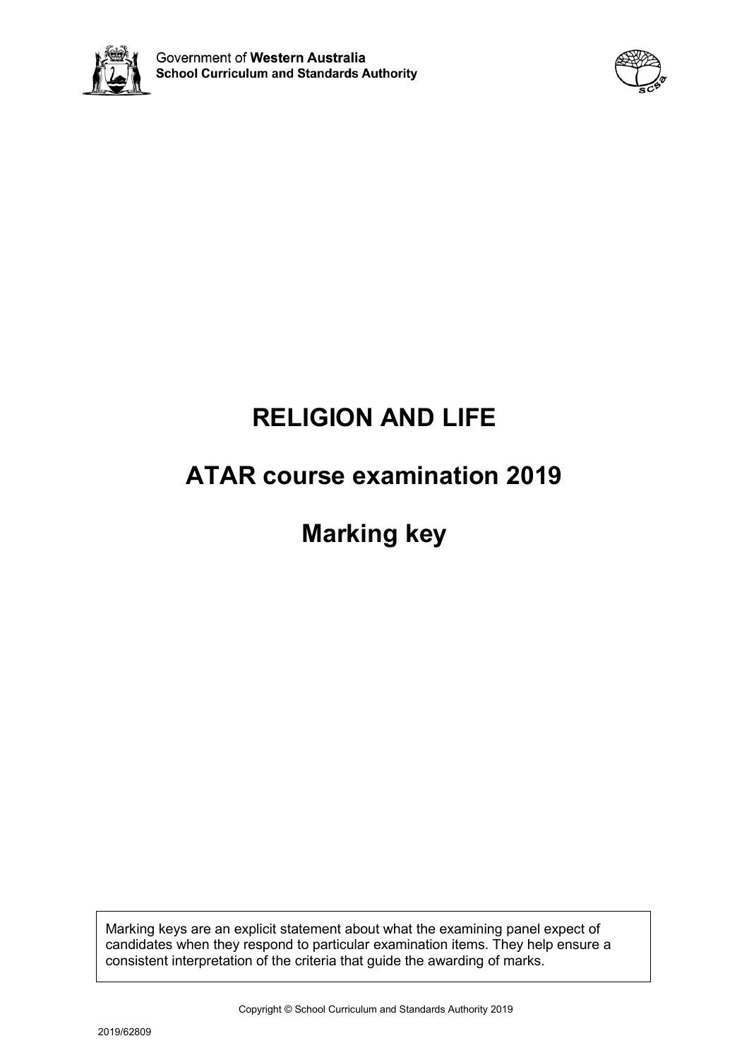Government of **Western Australia**
**School Curriculum and Standards Authority**

# RELIGION AND LIFE

# ATAR course examination 2019

# Marking key

Marking keys are an explicit statement about what the examining panel expect of candidates when they respond to particular examination items. They help ensure a consistent interpretation of the criteria that guide the awarding of marks.

Copyright © School Curriculum and Standards Authority 2019

2019/62809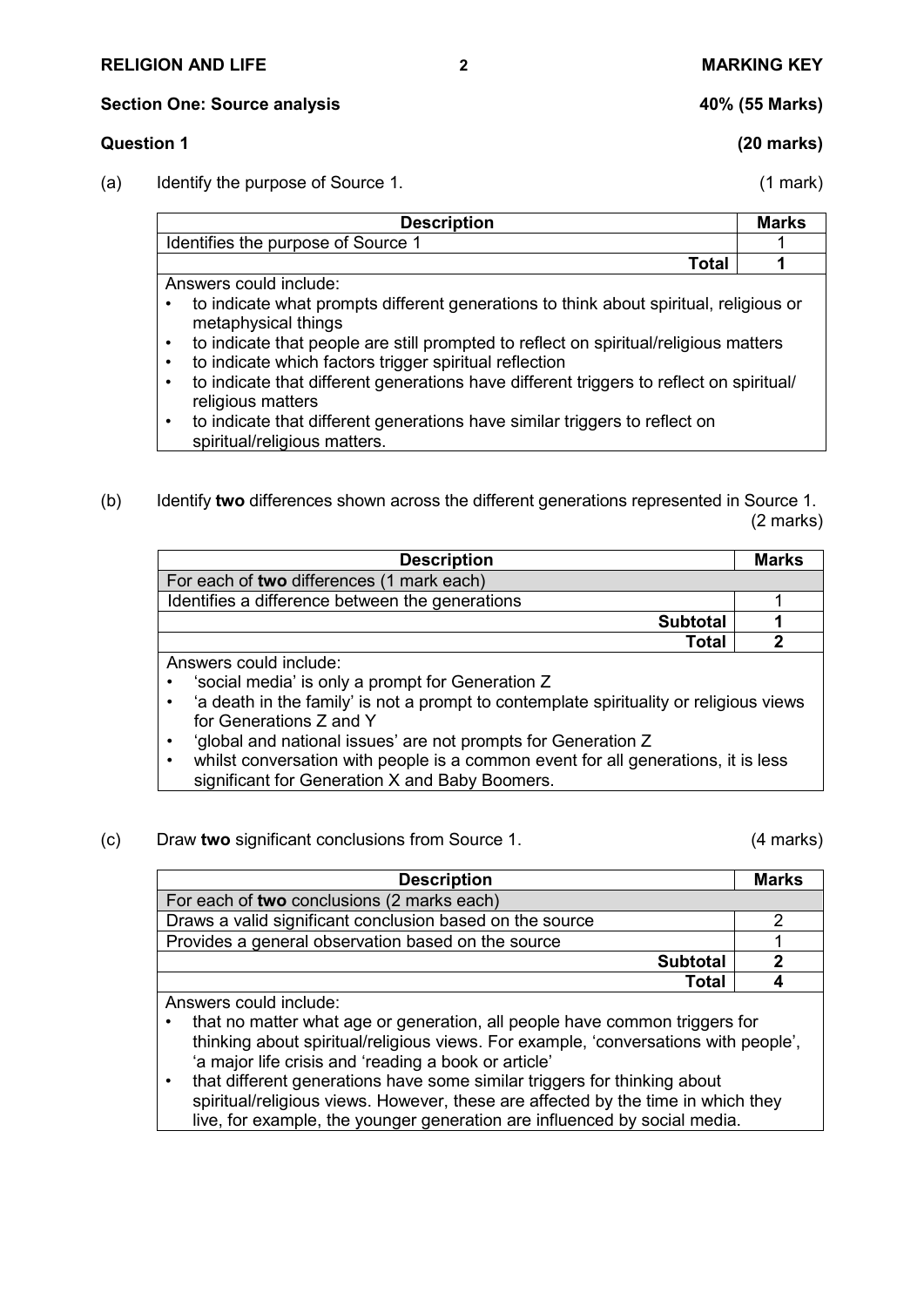## Section One: Source analysis — 40% (55 Marks)

### Question 1 (20 marks)

(a) Identify the purpose of Source 1. (1 mark)

| Description | Marks |
|---|---|
| Identifies the purpose of Source 1 | 1 |
| **Total** | **1** |

Answers could include:

- to indicate what prompts different generations to think about spiritual, religious or metaphysical things
- to indicate that people are still prompted to reflect on spiritual/religious matters
- to indicate which factors trigger spiritual reflection
- to indicate that different generations have different triggers to reflect on spiritual/religious matters
- to indicate that different generations have similar triggers to reflect on spiritual/religious matters.

(b) Identify **two** differences shown across the different generations represented in Source 1. (2 marks)

| Description | Marks |
|---|---|
| For each of **two** differences (1 mark each) | |
| Identifies a difference between the generations | 1 |
| **Subtotal** | **1** |
| **Total** | **2** |

Answers could include:

- 'social media' is only a prompt for Generation Z
- 'a death in the family' is not a prompt to contemplate spirituality or religious views for Generations Z and Y
- 'global and national issues' are not prompts for Generation Z
- whilst conversation with people is a common event for all generations, it is less significant for Generation X and Baby Boomers.

(c) Draw **two** significant conclusions from Source 1. (4 marks)

| Description | Marks |
|---|---|
| For each of **two** conclusions (2 marks each) | |
| Draws a valid significant conclusion based on the source | 2 |
| Provides a general observation based on the source | 1 |
| **Subtotal** | **2** |
| **Total** | **4** |

Answers could include:

- that no matter what age or generation, all people have common triggers for thinking about spiritual/religious views. For example, 'conversations with people', 'a major life crisis and 'reading a book or article'
- that different generations have some similar triggers for thinking about spiritual/religious views. However, these are affected by the time in which they live, for example, the younger generation are influenced by social media.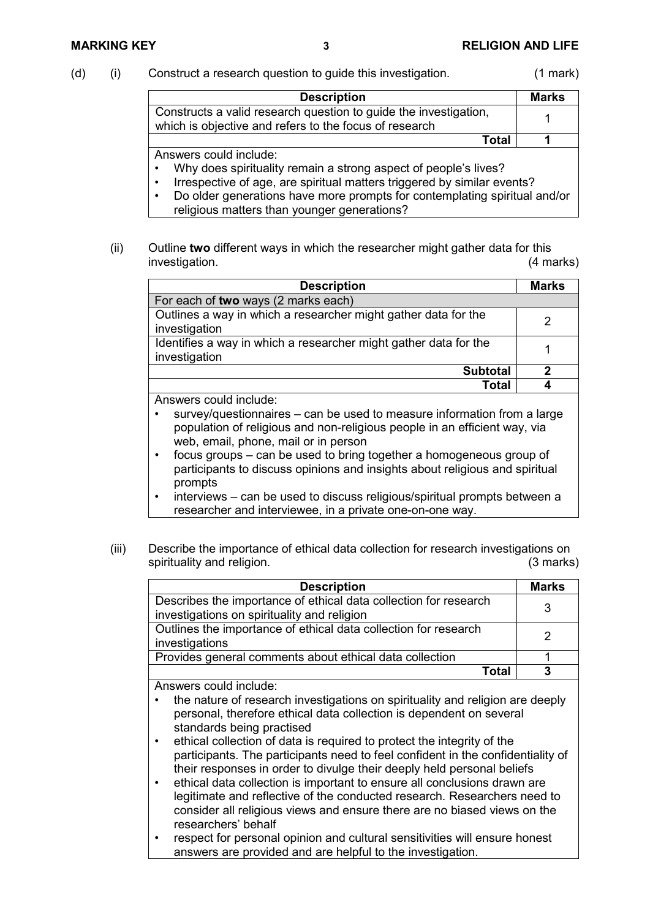(d) (i) Construct a research question to guide this investigation. (1 mark)

| Description | Marks |
|---|---|
| Constructs a valid research question to guide the investigation, which is objective and refers to the focus of research | 1 |
| **Total** | **1** |

Answers could include:

- Why does spirituality remain a strong aspect of people's lives?
- Irrespective of age, are spiritual matters triggered by similar events?
- Do older generations have more prompts for contemplating spiritual and/or religious matters than younger generations?

(ii) Outline **two** different ways in which the researcher might gather data for this investigation. (4 marks)

| Description | Marks |
|---|---|
| For each of **two** ways (2 marks each) | |
| Outlines a way in which a researcher might gather data for the investigation | 2 |
| Identifies a way in which a researcher might gather data for the investigation | 1 |
| **Subtotal** | **2** |
| **Total** | **4** |

Answers could include:

- survey/questionnaires – can be used to measure information from a large population of religious and non-religious people in an efficient way, via web, email, phone, mail or in person
- focus groups – can be used to bring together a homogeneous group of participants to discuss opinions and insights about religious and spiritual prompts
- interviews – can be used to discuss religious/spiritual prompts between a researcher and interviewee, in a private one-on-one way.

(iii) Describe the importance of ethical data collection for research investigations on spirituality and religion. (3 marks)

| Description | Marks |
|---|---|
| Describes the importance of ethical data collection for research investigations on spirituality and religion | 3 |
| Outlines the importance of ethical data collection for research investigations | 2 |
| Provides general comments about ethical data collection | 1 |
| **Total** | **3** |

Answers could include:

- the nature of research investigations on spirituality and religion are deeply personal, therefore ethical data collection is dependent on several standards being practised
- ethical collection of data is required to protect the integrity of the participants. The participants need to feel confident in the confidentiality of their responses in order to divulge their deeply held personal beliefs
- ethical data collection is important to ensure all conclusions drawn are legitimate and reflective of the conducted research. Researchers need to consider all religious views and ensure there are no biased views on the researchers' behalf
- respect for personal opinion and cultural sensitivities will ensure honest answers are provided and are helpful to the investigation.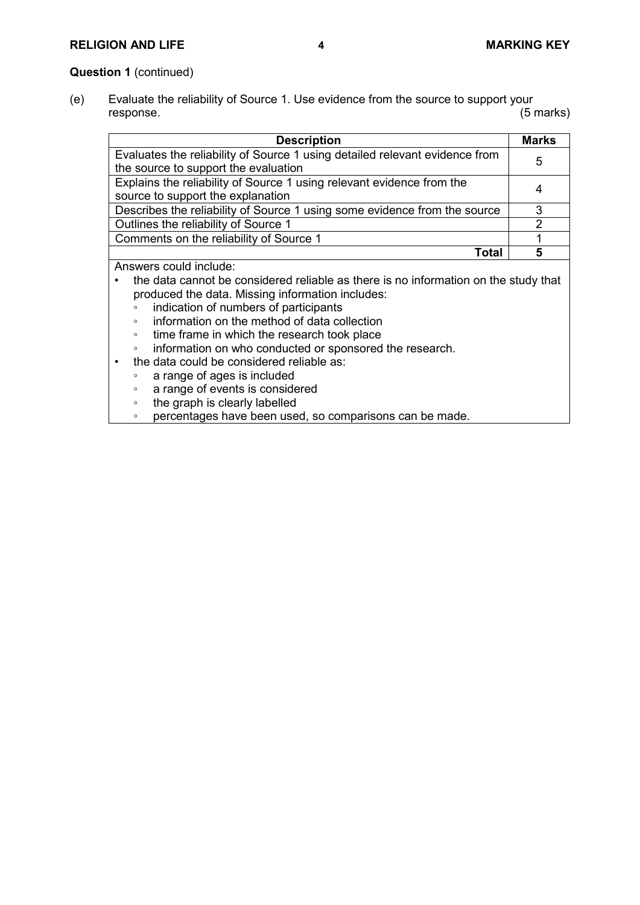**Question 1** (continued)

(e) Evaluate the reliability of Source 1. Use evidence from the source to support your response. (5 marks)

| Description | Marks |
|---|---|
| Evaluates the reliability of Source 1 using detailed relevant evidence from the source to support the evaluation | 5 |
| Explains the reliability of Source 1 using relevant evidence from the source to support the explanation | 4 |
| Describes the reliability of Source 1 using some evidence from the source | 3 |
| Outlines the reliability of Source 1 | 2 |
| Comments on the reliability of Source 1 | 1 |
| **Total** | **5** |

Answers could include:

- the data cannot be considered reliable as there is no information on the study that produced the data. Missing information includes:
  - indication of numbers of participants
  - information on the method of data collection
  - time frame in which the research took place
  - information on who conducted or sponsored the research.
- the data could be considered reliable as:
  - a range of ages is included
  - a range of events is considered
  - the graph is clearly labelled
  - percentages have been used, so comparisons can be made.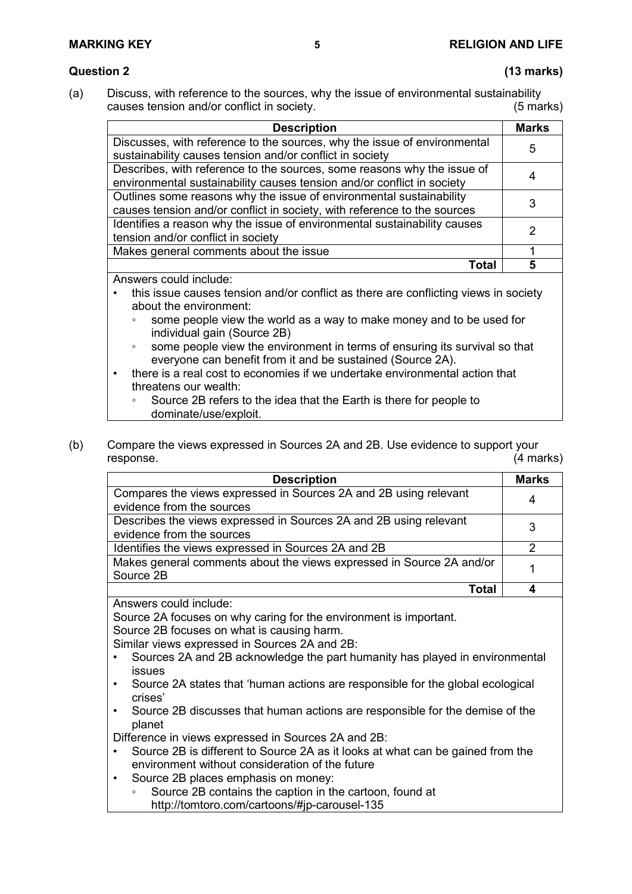## Question 2 (13 marks)

(a) Discuss, with reference to the sources, why the issue of environmental sustainability causes tension and/or conflict in society. (5 marks)

| Description | Marks |
|---|---|
| Discusses, with reference to the sources, why the issue of environmental sustainability causes tension and/or conflict in society | 5 |
| Describes, with reference to the sources, some reasons why the issue of environmental sustainability causes tension and/or conflict in society | 4 |
| Outlines some reasons why the issue of environmental sustainability causes tension and/or conflict in society, with reference to the sources | 3 |
| Identifies a reason why the issue of environmental sustainability causes tension and/or conflict in society | 2 |
| Makes general comments about the issue | 1 |
| **Total** | **5** |

Answers could include:

- this issue causes tension and/or conflict as there are conflicting views in society about the environment:
  - some people view the world as a way to make money and to be used for individual gain (Source 2B)
  - some people view the environment in terms of ensuring its survival so that everyone can benefit from it and be sustained (Source 2A).
- there is a real cost to economies if we undertake environmental action that threatens our wealth:
  - Source 2B refers to the idea that the Earth is there for people to dominate/use/exploit.

(b) Compare the views expressed in Sources 2A and 2B. Use evidence to support your response. (4 marks)

| Description | Marks |
|---|---|
| Compares the views expressed in Sources 2A and 2B using relevant evidence from the sources | 4 |
| Describes the views expressed in Sources 2A and 2B using relevant evidence from the sources | 3 |
| Identifies the views expressed in Sources 2A and 2B | 2 |
| Makes general comments about the views expressed in Source 2A and/or Source 2B | 1 |
| **Total** | **4** |

Answers could include:

Source 2A focuses on why caring for the environment is important.

Source 2B focuses on what is causing harm.

Similar views expressed in Sources 2A and 2B:

- Sources 2A and 2B acknowledge the part humanity has played in environmental issues
- Source 2A states that 'human actions are responsible for the global ecological crises'
- Source 2B discusses that human actions are responsible for the demise of the planet

Difference in views expressed in Sources 2A and 2B:

- Source 2B is different to Source 2A as it looks at what can be gained from the environment without consideration of the future
- Source 2B places emphasis on money:
  - Source 2B contains the caption in the cartoon, found at http://tomtoro.com/cartoons/#jp-carousel-135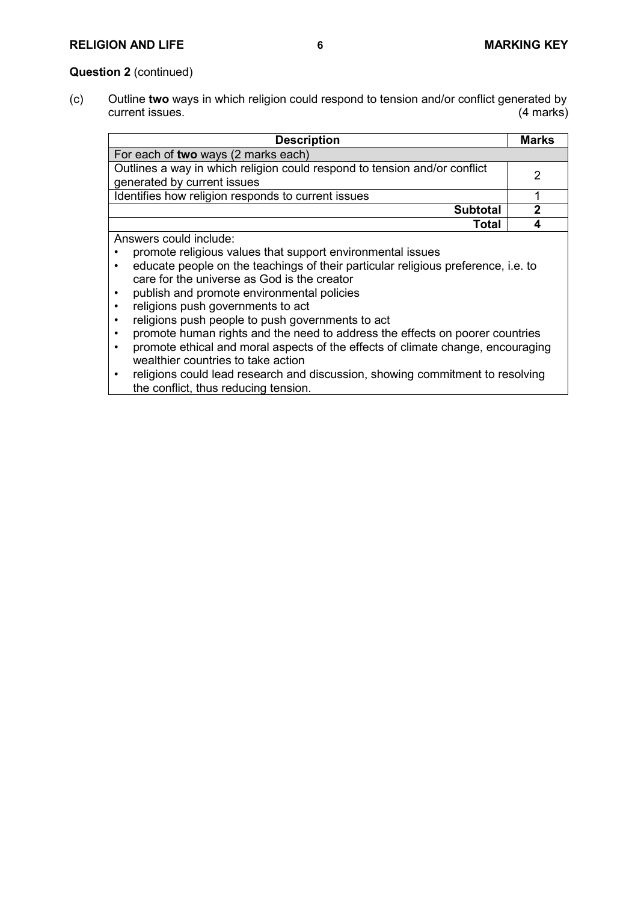**Question 2** (continued)

(c) Outline **two** ways in which religion could respond to tension and/or conflict generated by current issues. (4 marks)

| Description | Marks |
|---|---|
| For each of **two** ways (2 marks each) | |
| Outlines a way in which religion could respond to tension and/or conflict generated by current issues | 2 |
| Identifies how religion responds to current issues | 1 |
| **Subtotal** | **2** |
| **Total** | **4** |

Answers could include:

- promote religious values that support environmental issues
- educate people on the teachings of their particular religious preference, i.e. to care for the universe as God is the creator
- publish and promote environmental policies
- religions push governments to act
- religions push people to push governments to act
- promote human rights and the need to address the effects on poorer countries
- promote ethical and moral aspects of the effects of climate change, encouraging wealthier countries to take action
- religions could lead research and discussion, showing commitment to resolving the conflict, thus reducing tension.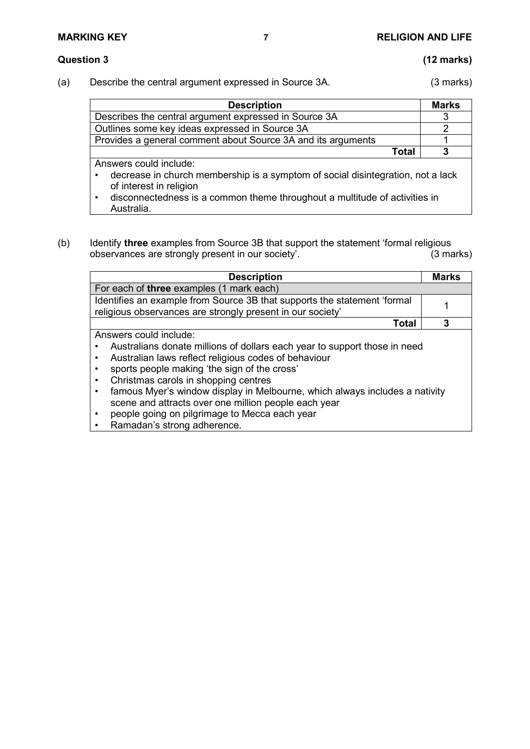**Question 3** **(12 marks)**

(a) Describe the central argument expressed in Source 3A. (3 marks)

| Description | Marks |
|---|---|
| Describes the central argument expressed in Source 3A | 3 |
| Outlines some key ideas expressed in Source 3A | 2 |
| Provides a general comment about Source 3A and its arguments | 1 |
| **Total** | **3** |

Answers could include:

- decrease in church membership is a symptom of social disintegration, not a lack of interest in religion
- disconnectedness is a common theme throughout a multitude of activities in Australia.

(b) Identify **three** examples from Source 3B that support the statement 'formal religious observances are strongly present in our society'. (3 marks)

| Description | Marks |
|---|---|
| For each of **three** examples (1 mark each) | |
| Identifies an example from Source 3B that supports the statement 'formal religious observances are strongly present in our society' | 1 |
| **Total** | **3** |

Answers could include:

- Australians donate millions of dollars each year to support those in need
- Australian laws reflect religious codes of behaviour
- sports people making 'the sign of the cross'
- Christmas carols in shopping centres
- famous Myer's window display in Melbourne, which always includes a nativity scene and attracts over one million people each year
- people going on pilgrimage to Mecca each year
- Ramadan's strong adherence.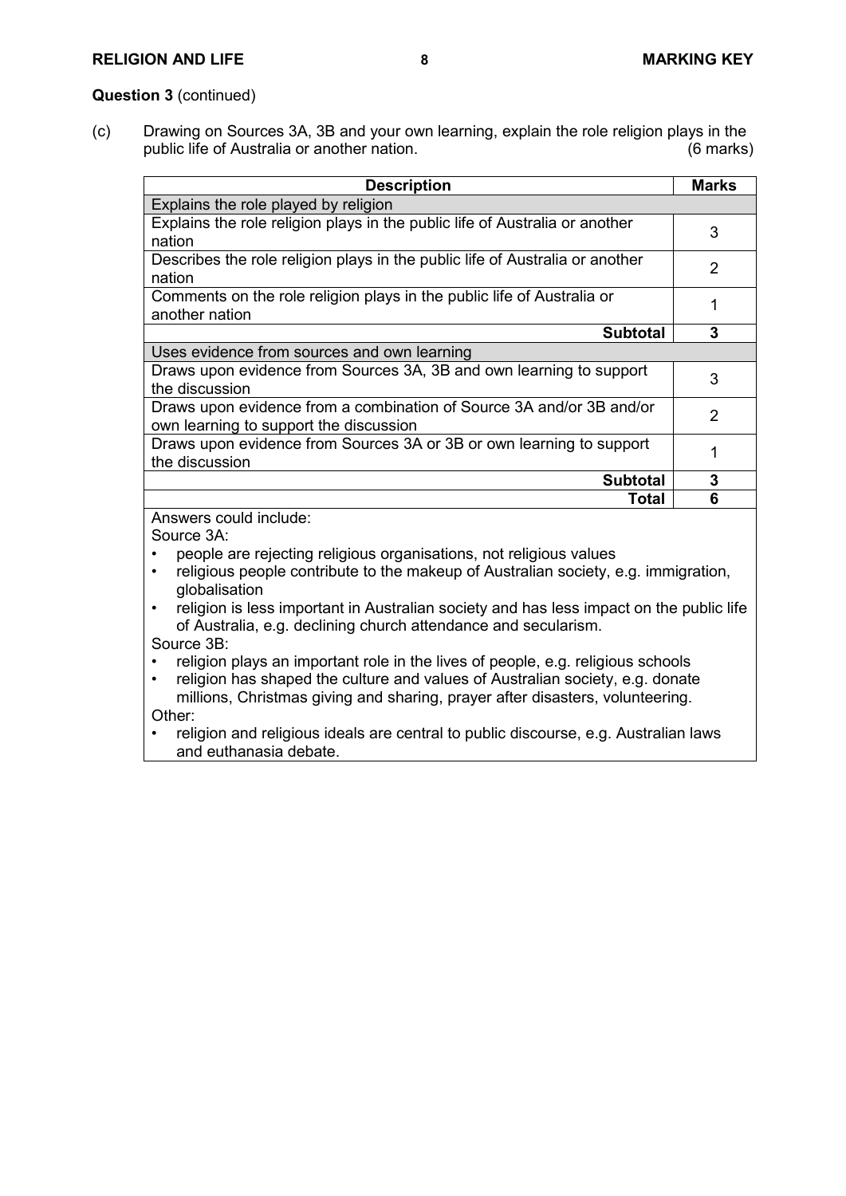**Question 3** (continued)

(c) Drawing on Sources 3A, 3B and your own learning, explain the role religion plays in the public life of Australia or another nation. (6 marks)

| Description | Marks |
|---|---|
| Explains the role played by religion | |
| Explains the role religion plays in the public life of Australia or another nation | 3 |
| Describes the role religion plays in the public life of Australia or another nation | 2 |
| Comments on the role religion plays in the public life of Australia or another nation | 1 |
| **Subtotal** | **3** |
| Uses evidence from sources and own learning | |
| Draws upon evidence from Sources 3A, 3B and own learning to support the discussion | 3 |
| Draws upon evidence from a combination of Source 3A and/or 3B and/or own learning to support the discussion | 2 |
| Draws upon evidence from Sources 3A or 3B or own learning to support the discussion | 1 |
| **Subtotal** | **3** |
| **Total** | **6** |

Answers could include:

Source 3A:

- people are rejecting religious organisations, not religious values
- religious people contribute to the makeup of Australian society, e.g. immigration, globalisation
- religion is less important in Australian society and has less impact on the public life of Australia, e.g. declining church attendance and secularism.

Source 3B:

- religion plays an important role in the lives of people, e.g. religious schools
- religion has shaped the culture and values of Australian society, e.g. donate millions, Christmas giving and sharing, prayer after disasters, volunteering.

Other:

- religion and religious ideals are central to public discourse, e.g. Australian laws and euthanasia debate.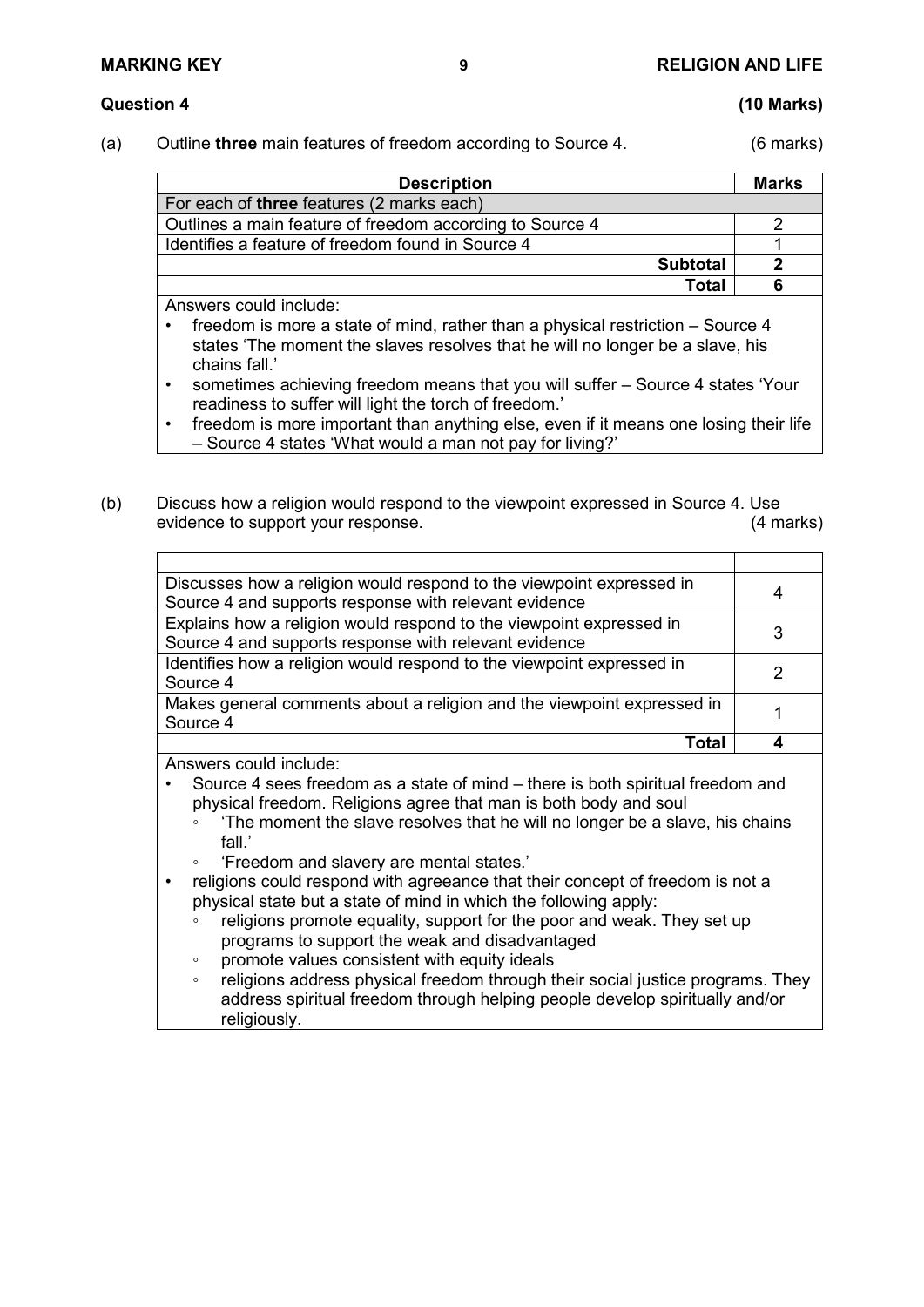## Question 4 (10 Marks)

(a) Outline **three** main features of freedom according to Source 4. (6 marks)

| Description | Marks |
|---|---|
| For each of **three** features (2 marks each) | |
| Outlines a main feature of freedom according to Source 4 | 2 |
| Identifies a feature of freedom found in Source 4 | 1 |
| **Subtotal** | **2** |
| **Total** | **6** |

Answers could include:

- freedom is more a state of mind, rather than a physical restriction – Source 4 states 'The moment the slaves resolves that he will no longer be a slave, his chains fall.'
- sometimes achieving freedom means that you will suffer – Source 4 states 'Your readiness to suffer will light the torch of freedom.'
- freedom is more important than anything else, even if it means one losing their life – Source 4 states 'What would a man not pay for living?'

(b) Discuss how a religion would respond to the viewpoint expressed in Source 4. Use evidence to support your response. (4 marks)

| | |
|---|---|
| Discusses how a religion would respond to the viewpoint expressed in Source 4 and supports response with relevant evidence | 4 |
| Explains how a religion would respond to the viewpoint expressed in Source 4 and supports response with relevant evidence | 3 |
| Identifies how a religion would respond to the viewpoint expressed in Source 4 | 2 |
| Makes general comments about a religion and the viewpoint expressed in Source 4 | 1 |
| **Total** | **4** |

Answers could include:

- Source 4 sees freedom as a state of mind – there is both spiritual freedom and physical freedom. Religions agree that man is both body and soul
  - 'The moment the slave resolves that he will no longer be a slave, his chains fall.'
  - 'Freedom and slavery are mental states.'
- religions could respond with agreeance that their concept of freedom is not a physical state but a state of mind in which the following apply:
  - religions promote equality, support for the poor and weak. They set up programs to support the weak and disadvantaged
  - promote values consistent with equity ideals
  - religions address physical freedom through their social justice programs. They address spiritual freedom through helping people develop spiritually and/or religiously.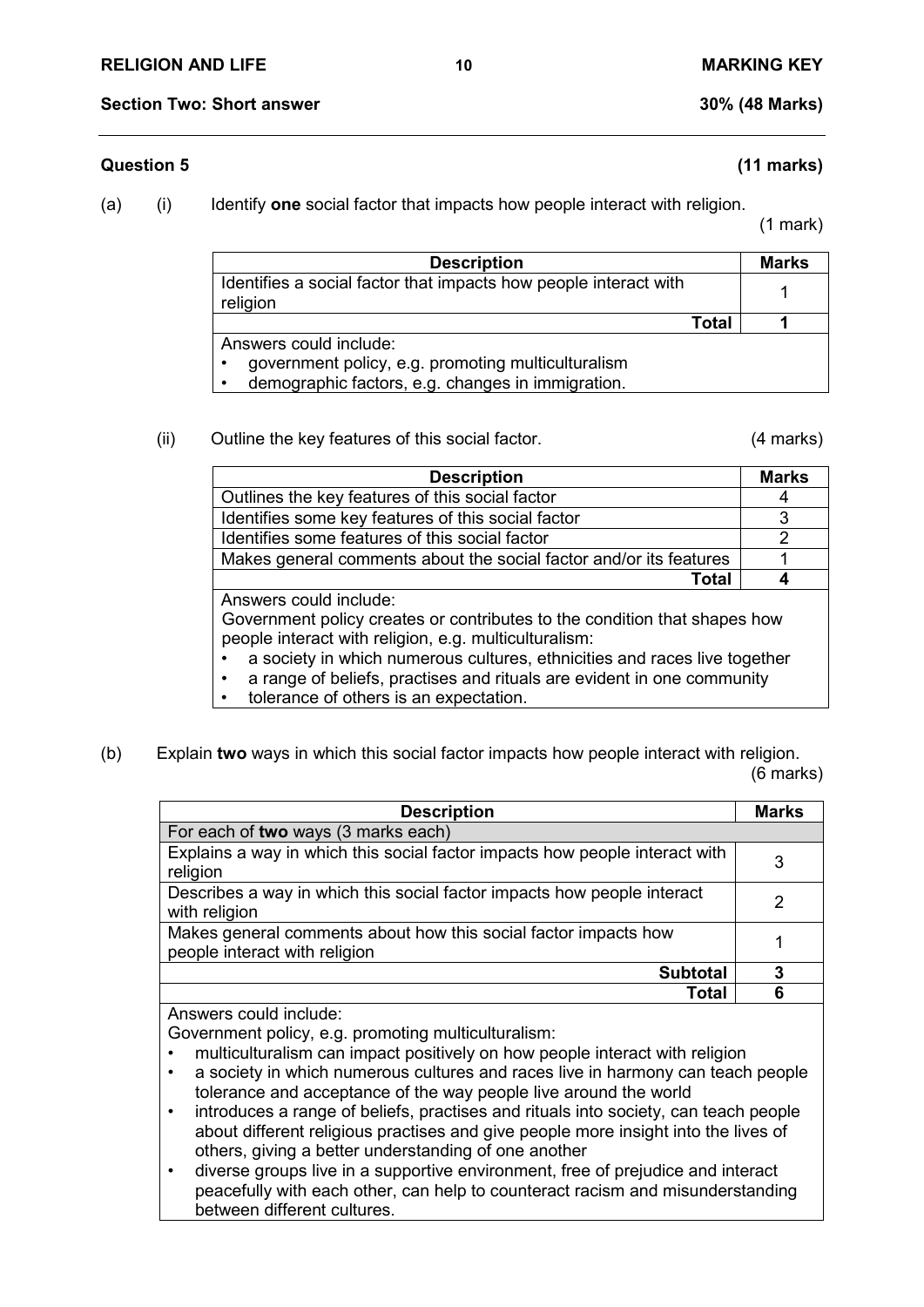## Section Two: Short answer

**30% (48 Marks)**

### Question 5

**(11 marks)**

(a) (i) Identify **one** social factor that impacts how people interact with religion.

(1 mark)

| Description | Marks |
|---|---|
| Identifies a social factor that impacts how people interact with religion | 1 |
| **Total** | **1** |

Answers could include:
- government policy, e.g. promoting multiculturalism
- demographic factors, e.g. changes in immigration.

(ii) Outline the key features of this social factor.

(4 marks)

| Description | Marks |
|---|---|
| Outlines the key features of this social factor | 4 |
| Identifies some key features of this social factor | 3 |
| Identifies some features of this social factor | 2 |
| Makes general comments about the social factor and/or its features | 1 |
| **Total** | **4** |

Answers could include:

Government policy creates or contributes to the condition that shapes how people interact with religion, e.g. multiculturalism:
- a society in which numerous cultures, ethnicities and races live together
- a range of beliefs, practises and rituals are evident in one community
- tolerance of others is an expectation.

(b) Explain **two** ways in which this social factor impacts how people interact with religion.

(6 marks)

| Description | Marks |
|---|---|
| For each of **two** ways (3 marks each) | |
| Explains a way in which this social factor impacts how people interact with religion | 3 |
| Describes a way in which this social factor impacts how people interact with religion | 2 |
| Makes general comments about how this social factor impacts how people interact with religion | 1 |
| **Subtotal** | **3** |
| **Total** | **6** |

Answers could include:

Government policy, e.g. promoting multiculturalism:
- multiculturalism can impact positively on how people interact with religion
- a society in which numerous cultures and races live in harmony can teach people tolerance and acceptance of the way people live around the world
- introduces a range of beliefs, practises and rituals into society, can teach people about different religious practises and give people more insight into the lives of others, giving a better understanding of one another
- diverse groups live in a supportive environment, free of prejudice and interact peacefully with each other, can help to counteract racism and misunderstanding between different cultures.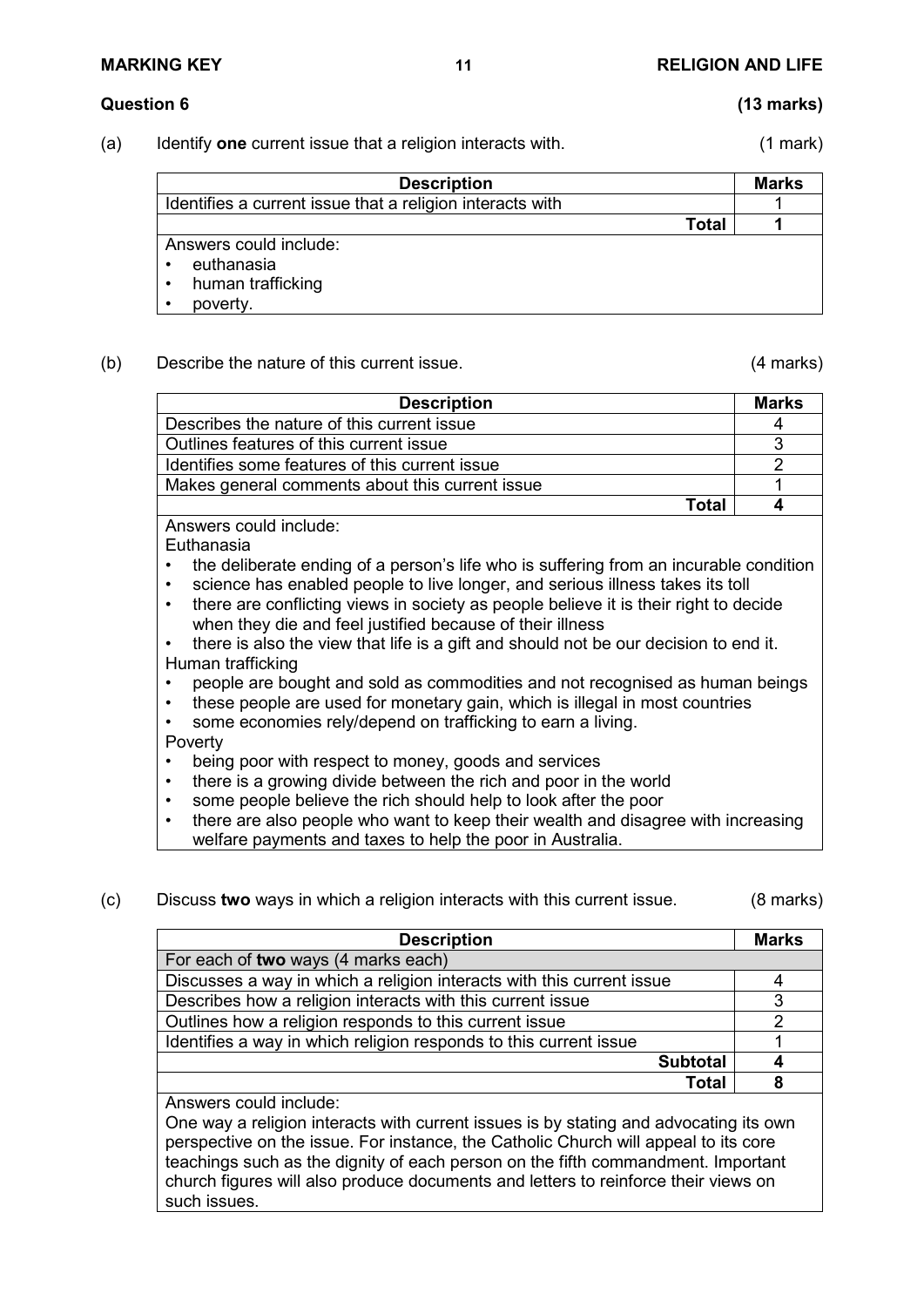## Question 6 (13 marks)

(a) Identify **one** current issue that a religion interacts with. (1 mark)

| Description | Marks |
|---|---|
| Identifies a current issue that a religion interacts with | 1 |
| **Total** | **1** |
| Answers could include:<br>• euthanasia<br>• human trafficking<br>• poverty. | |

(b) Describe the nature of this current issue. (4 marks)

| Description | Marks |
|---|---|
| Describes the nature of this current issue | 4 |
| Outlines features of this current issue | 3 |
| Identifies some features of this current issue | 2 |
| Makes general comments about this current issue | 1 |
| **Total** | **4** |
| Answers could include:<br>Euthanasia<br>• the deliberate ending of a person's life who is suffering from an incurable condition<br>• science has enabled people to live longer, and serious illness takes its toll<br>• there are conflicting views in society as people believe it is their right to decide when they die and feel justified because of their illness<br>• there is also the view that life is a gift and should not be our decision to end it.<br>Human trafficking<br>• people are bought and sold as commodities and not recognised as human beings<br>• these people are used for monetary gain, which is illegal in most countries<br>• some economies rely/depend on trafficking to earn a living.<br>Poverty<br>• being poor with respect to money, goods and services<br>• there is a growing divide between the rich and poor in the world<br>• some people believe the rich should help to look after the poor<br>• there are also people who want to keep their wealth and disagree with increasing welfare payments and taxes to help the poor in Australia. | |

(c) Discuss **two** ways in which a religion interacts with this current issue. (8 marks)

| Description | Marks |
|---|---|
| For each of **two** ways (4 marks each) | |
| Discusses a way in which a religion interacts with this current issue | 4 |
| Describes how a religion interacts with this current issue | 3 |
| Outlines how a religion responds to this current issue | 2 |
| Identifies a way in which religion responds to this current issue | 1 |
| **Subtotal** | **4** |
| **Total** | **8** |
| Answers could include:<br>One way a religion interacts with current issues is by stating and advocating its own perspective on the issue. For instance, the Catholic Church will appeal to its core teachings such as the dignity of each person on the fifth commandment. Important church figures will also produce documents and letters to reinforce their views on such issues. | |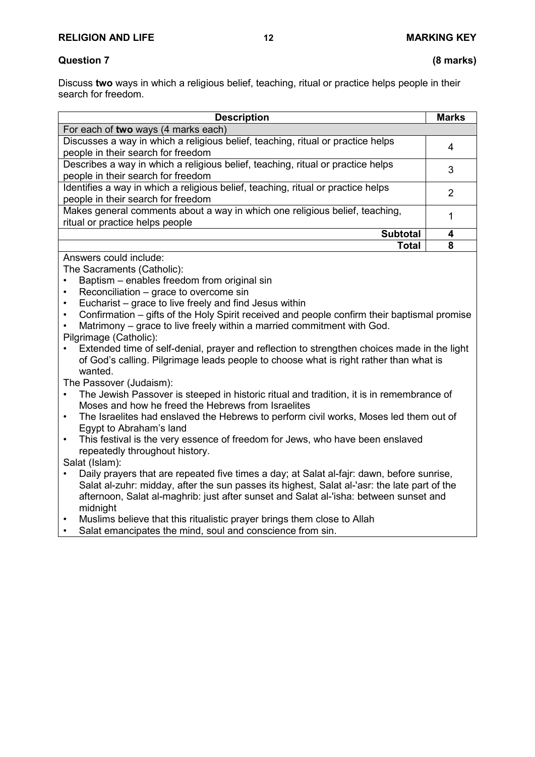**Question 7** **(8 marks)**

Discuss **two** ways in which a religious belief, teaching, ritual or practice helps people in their search for freedom.

| Description | Marks |
|---|---|
| For each of **two** ways (4 marks each) | |
| Discusses a way in which a religious belief, teaching, ritual or practice helps people in their search for freedom | 4 |
| Describes a way in which a religious belief, teaching, ritual or practice helps people in their search for freedom | 3 |
| Identifies a way in which a religious belief, teaching, ritual or practice helps people in their search for freedom | 2 |
| Makes general comments about a way in which one religious belief, teaching, ritual or practice helps people | 1 |
| **Subtotal** | **4** |
| **Total** | **8** |

Answers could include:

The Sacraments (Catholic):

- Baptism – enables freedom from original sin
- Reconciliation – grace to overcome sin
- Eucharist – grace to live freely and find Jesus within
- Confirmation – gifts of the Holy Spirit received and people confirm their baptismal promise
- Matrimony – grace to live freely within a married commitment with God.

Pilgrimage (Catholic):

- Extended time of self-denial, prayer and reflection to strengthen choices made in the light of God's calling. Pilgrimage leads people to choose what is right rather than what is wanted.

The Passover (Judaism):

- The Jewish Passover is steeped in historic ritual and tradition, it is in remembrance of Moses and how he freed the Hebrews from Israelites
- The Israelites had enslaved the Hebrews to perform civil works, Moses led them out of Egypt to Abraham's land
- This festival is the very essence of freedom for Jews, who have been enslaved repeatedly throughout history.

Salat (Islam):

- Daily prayers that are repeated five times a day; at Salat al-fajr: dawn, before sunrise, Salat al-zuhr: midday, after the sun passes its highest, Salat al-'asr: the late part of the afternoon, Salat al-maghrib: just after sunset and Salat al-'isha: between sunset and midnight
- Muslims believe that this ritualistic prayer brings them close to Allah
- Salat emancipates the mind, soul and conscience from sin.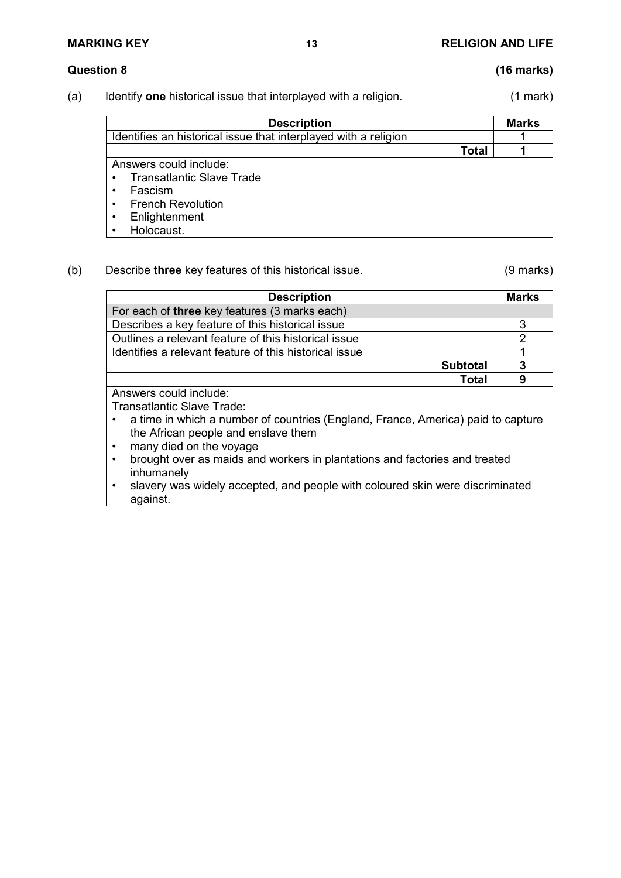## Question 8 (16 marks)

(a) Identify **one** historical issue that interplayed with a religion. (1 mark)

| Description | Marks |
|---|---|
| Identifies an historical issue that interplayed with a religion | 1 |
| **Total** | **1** |

Answers could include:
- Transatlantic Slave Trade
- Fascism
- French Revolution
- Enlightenment
- Holocaust.

(b) Describe **three** key features of this historical issue. (9 marks)

| Description | Marks |
|---|---|
| For each of **three** key features (3 marks each) | |
| Describes a key feature of this historical issue | 3 |
| Outlines a relevant feature of this historical issue | 2 |
| Identifies a relevant feature of this historical issue | 1 |
| **Subtotal** | **3** |
| **Total** | **9** |

Answers could include:

Transatlantic Slave Trade:
- a time in which a number of countries (England, France, America) paid to capture the African people and enslave them
- many died on the voyage
- brought over as maids and workers in plantations and factories and treated inhumanely
- slavery was widely accepted, and people with coloured skin were discriminated against.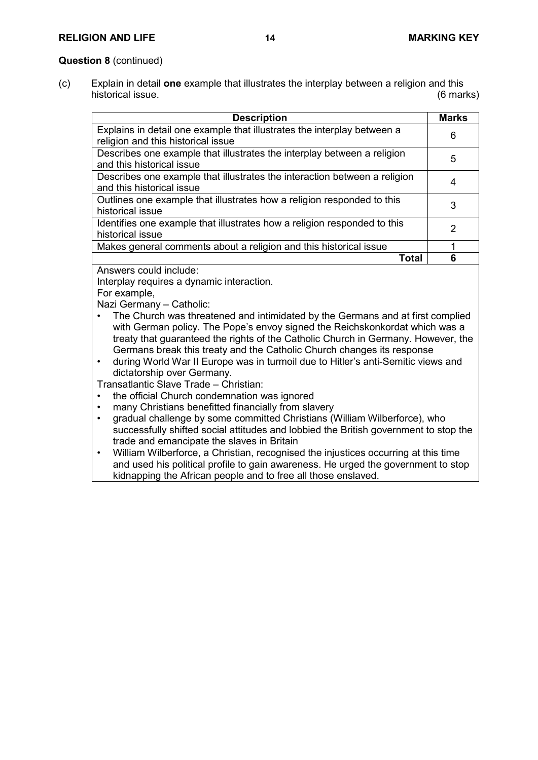**Question 8** (continued)

(c) Explain in detail **one** example that illustrates the interplay between a religion and this historical issue. (6 marks)

| Description | Marks |
|---|---|
| Explains in detail one example that illustrates the interplay between a religion and this historical issue | 6 |
| Describes one example that illustrates the interplay between a religion and this historical issue | 5 |
| Describes one example that illustrates the interaction between a religion and this historical issue | 4 |
| Outlines one example that illustrates how a religion responded to this historical issue | 3 |
| Identifies one example that illustrates how a religion responded to this historical issue | 2 |
| Makes general comments about a religion and this historical issue | 1 |
| **Total** | **6** |

Answers could include:

Interplay requires a dynamic interaction.

For example,

Nazi Germany – Catholic:

- The Church was threatened and intimidated by the Germans and at first complied with German policy. The Pope's envoy signed the Reichskonkordat which was a treaty that guaranteed the rights of the Catholic Church in Germany. However, the Germans break this treaty and the Catholic Church changes its response
- during World War II Europe was in turmoil due to Hitler's anti-Semitic views and dictatorship over Germany.

Transatlantic Slave Trade – Christian:

- the official Church condemnation was ignored
- many Christians benefitted financially from slavery
- gradual challenge by some committed Christians (William Wilberforce), who successfully shifted social attitudes and lobbied the British government to stop the trade and emancipate the slaves in Britain
- William Wilberforce, a Christian, recognised the injustices occurring at this time and used his political profile to gain awareness. He urged the government to stop kidnapping the African people and to free all those enslaved.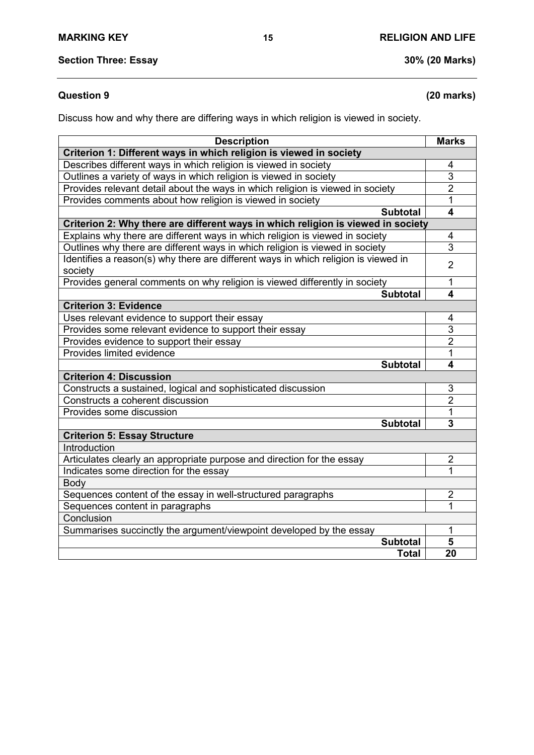## Section Three: Essay 30% (20 Marks)

### Question 9 (20 marks)

Discuss how and why there are differing ways in which religion is viewed in society.

| Description | Marks |
|---|---|
| **Criterion 1: Different ways in which religion is viewed in society** | |
| Describes different ways in which religion is viewed in society | 4 |
| Outlines a variety of ways in which religion is viewed in society | 3 |
| Provides relevant detail about the ways in which religion is viewed in society | 2 |
| Provides comments about how religion is viewed in society | 1 |
| **Subtotal** | **4** |
| **Criterion 2: Why there are different ways in which religion is viewed in society** | |
| Explains why there are different ways in which religion is viewed in society | 4 |
| Outlines why there are different ways in which religion is viewed in society | 3 |
| Identifies a reason(s) why there are different ways in which religion is viewed in society | 2 |
| Provides general comments on why religion is viewed differently in society | 1 |
| **Subtotal** | **4** |
| **Criterion 3: Evidence** | |
| Uses relevant evidence to support their essay | 4 |
| Provides some relevant evidence to support their essay | 3 |
| Provides evidence to support their essay | 2 |
| Provides limited evidence | 1 |
| **Subtotal** | **4** |
| **Criterion 4: Discussion** | |
| Constructs a sustained, logical and sophisticated discussion | 3 |
| Constructs a coherent discussion | 2 |
| Provides some discussion | 1 |
| **Subtotal** | **3** |
| **Criterion 5: Essay Structure** | |
| Introduction | |
| Articulates clearly an appropriate purpose and direction for the essay | 2 |
| Indicates some direction for the essay | 1 |
| Body | |
| Sequences content of the essay in well-structured paragraphs | 2 |
| Sequences content in paragraphs | 1 |
| Conclusion | |
| Summarises succinctly the argument/viewpoint developed by the essay | 1 |
| **Subtotal** | **5** |
| **Total** | **20** |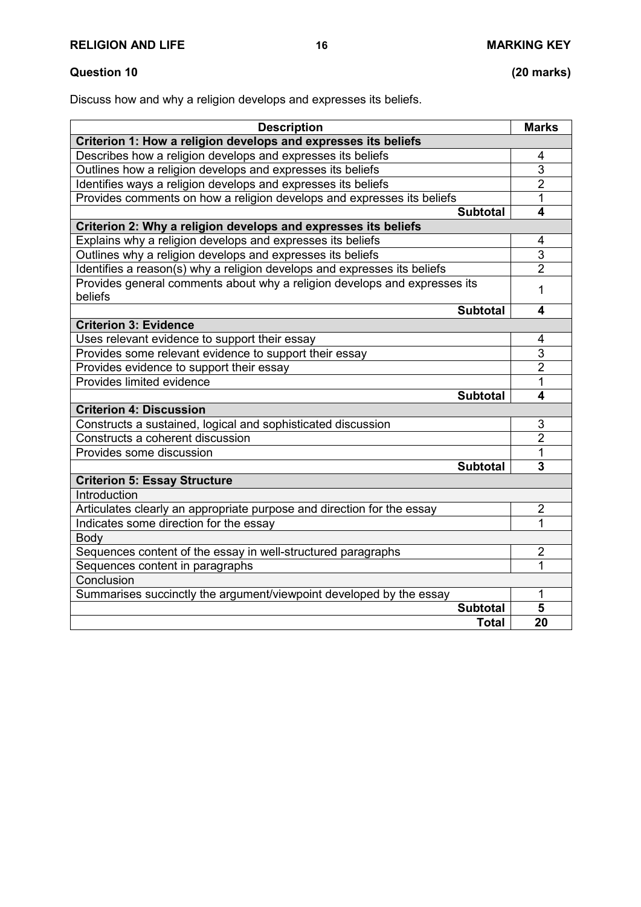**Question 10** **(20 marks)**

Discuss how and why a religion develops and expresses its beliefs.

| Description | Marks |
|---|---|
| **Criterion 1: How a religion develops and expresses its beliefs** | |
| Describes how a religion develops and expresses its beliefs | 4 |
| Outlines how a religion develops and expresses its beliefs | 3 |
| Identifies ways a religion develops and expresses its beliefs | 2 |
| Provides comments on how a religion develops and expresses its beliefs | 1 |
| **Subtotal** | **4** |
| **Criterion 2: Why a religion develops and expresses its beliefs** | |
| Explains why a religion develops and expresses its beliefs | 4 |
| Outlines why a religion develops and expresses its beliefs | 3 |
| Identifies a reason(s) why a religion develops and expresses its beliefs | 2 |
| Provides general comments about why a religion develops and expresses its beliefs | 1 |
| **Subtotal** | **4** |
| **Criterion 3: Evidence** | |
| Uses relevant evidence to support their essay | 4 |
| Provides some relevant evidence to support their essay | 3 |
| Provides evidence to support their essay | 2 |
| Provides limited evidence | 1 |
| **Subtotal** | **4** |
| **Criterion 4: Discussion** | |
| Constructs a sustained, logical and sophisticated discussion | 3 |
| Constructs a coherent discussion | 2 |
| Provides some discussion | 1 |
| **Subtotal** | **3** |
| **Criterion 5: Essay Structure** | |
| Introduction | |
| Articulates clearly an appropriate purpose and direction for the essay | 2 |
| Indicates some direction for the essay | 1 |
| Body | |
| Sequences content of the essay in well-structured paragraphs | 2 |
| Sequences content in paragraphs | 1 |
| Conclusion | |
| Summarises succinctly the argument/viewpoint developed by the essay | 1 |
| **Subtotal** | **5** |
| **Total** | **20** |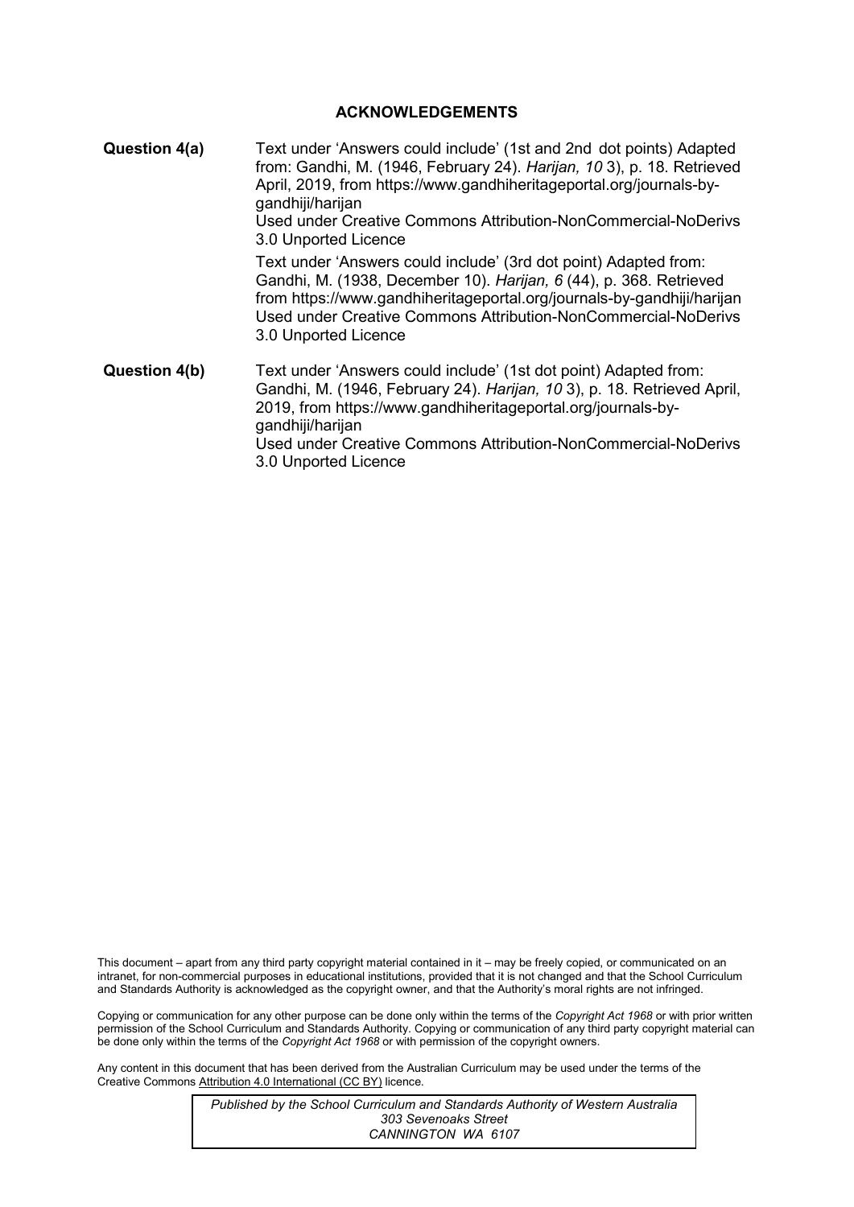**ACKNOWLEDGEMENTS**

| | |
|---|---|
| **Question 4(a)** | Text under 'Answers could include' (1st and 2nd dot points) Adapted from: Gandhi, M. (1946, February 24). *Harijan, 10* 3), p. 18. Retrieved April, 2019, from https://www.gandhiheritageportal.org/journals-by-gandhiji/harijan<br>Used under Creative Commons Attribution-NonCommercial-NoDerivs 3.0 Unported Licence<br><br>Text under 'Answers could include' (3rd dot point) Adapted from: Gandhi, M. (1938, December 10). *Harijan, 6* (44), p. 368. Retrieved from https://www.gandhiheritageportal.org/journals-by-gandhiji/harijan<br>Used under Creative Commons Attribution-NonCommercial-NoDerivs 3.0 Unported Licence |
| **Question 4(b)** | Text under 'Answers could include' (1st dot point) Adapted from: Gandhi, M. (1946, February 24). *Harijan, 10* 3), p. 18. Retrieved April, 2019, from https://www.gandhiheritageportal.org/journals-by-gandhiji/harijan<br>Used under Creative Commons Attribution-NonCommercial-NoDerivs 3.0 Unported Licence |

This document – apart from any third party copyright material contained in it – may be freely copied, or communicated on an intranet, for non-commercial purposes in educational institutions, provided that it is not changed and that the School Curriculum and Standards Authority is acknowledged as the copyright owner, and that the Authority's moral rights are not infringed.

Copying or communication for any other purpose can be done only within the terms of the *Copyright Act 1968* or with prior written permission of the School Curriculum and Standards Authority. Copying or communication of any third party copyright material can be done only within the terms of the *Copyright Act 1968* or with permission of the copyright owners.

Any content in this document that has been derived from the Australian Curriculum may be used under the terms of the Creative Commons Attribution 4.0 International (CC BY) licence.

*Published by the School Curriculum and Standards Authority of Western Australia*
*303 Sevenoaks Street*
*CANNINGTON WA 6107*